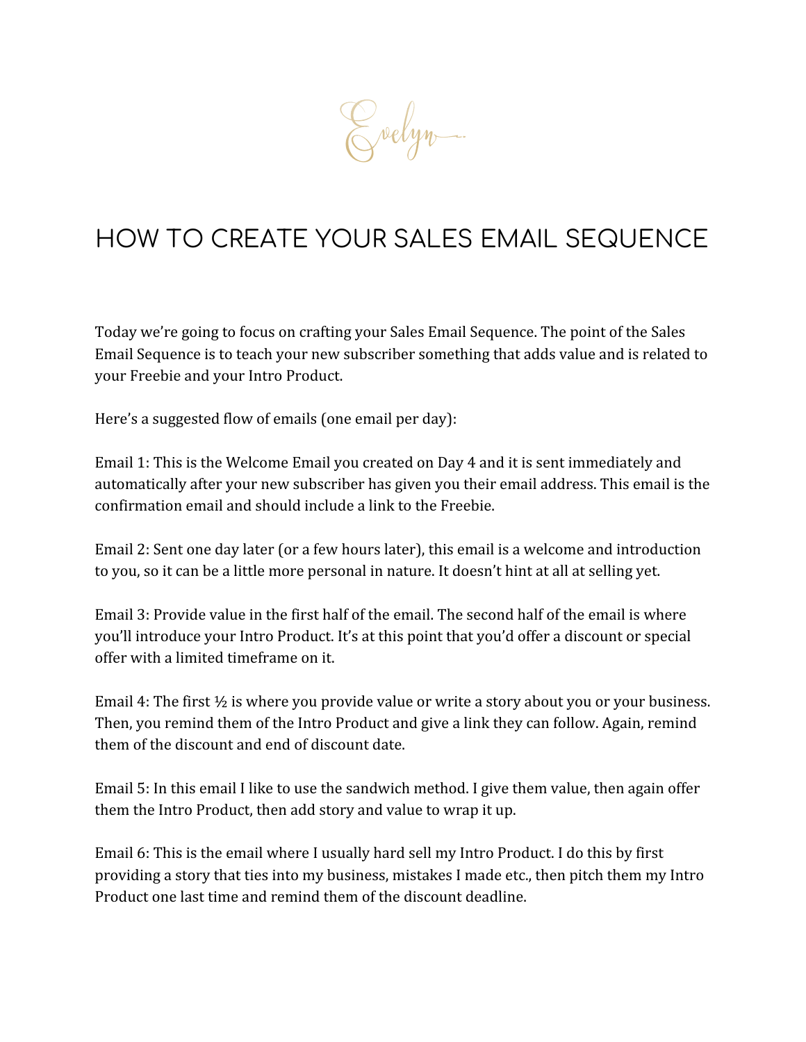Evelyn

# HOW TO CREATE YOUR SALES EMAIL SEQUENCE

Today we're going to focus on crafting your Sales Email Sequence. The point of the Sales Email Sequence is to teach your new subscriber something that adds value and is related to your Freebie and your Intro Product.

Here's a suggested flow of emails (one email per day):

Email 1: This is the Welcome Email you created on Day 4 and it is sent immediately and automatically after your new subscriber has given you their email address. This email is the confirmation email and should include a link to the Freebie.

Email 2: Sent one day later (or a few hours later), this email is a welcome and introduction to you, so it can be a little more personal in nature. It doesn't hint at all at selling yet.

Email 3: Provide value in the first half of the email. The second half of the email is where you'll introduce your Intro Product. It's at this point that you'd offer a discount or special offer with a limited timeframe on it.

Email 4: The first ½ is where you provide value or write a story about you or your business. Then, you remind them of the Intro Product and give a link they can follow. Again, remind them of the discount and end of discount date.

Email 5: In this email I like to use the sandwich method. I give them value, then again offer them the Intro Product, then add story and value to wrap it up.

Email 6: This is the email where I usually hard sell my Intro Product. I do this by first providing a story that ties into my business, mistakes I made etc., then pitch them my Intro Product one last time and remind them of the discount deadline.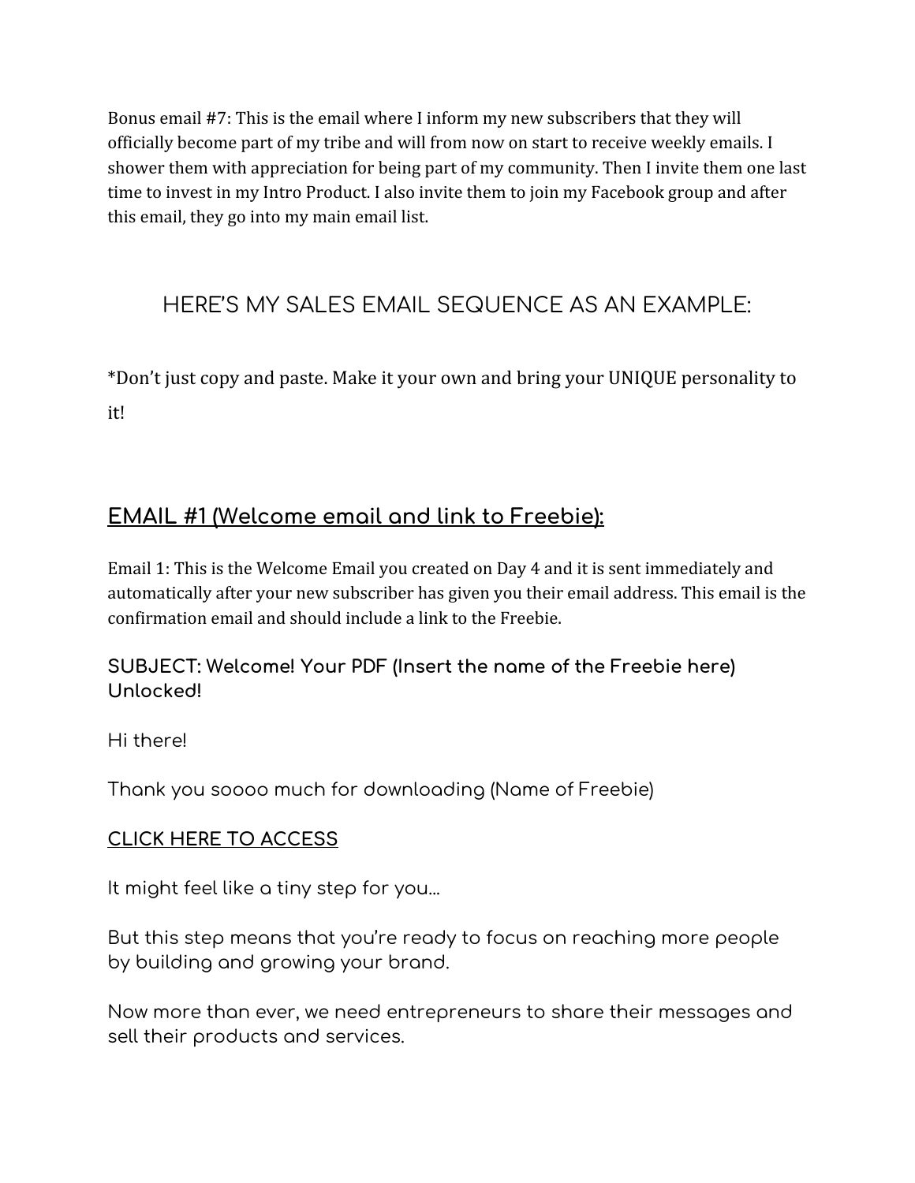Bonus email #7: This is the email where I inform my new subscribers that they will officially become part of my tribe and will from now on start to receive weekly emails. I shower them with appreciation for being part of my community. Then I invite them one last time to invest in my Intro Product. I also invite them to join my Facebook group and after this email, they go into my main email list.

## HERE'S MY SALES EMAIL SEQUENCE AS AN EXAMPLE:

*Don't just copy and paste. Make it your own and bring your UNIQUE personality to it!

### EMAIL #1 (Welcome email and link to Freebie):

Email 1: This is the Welcome Email you created on Day 4 and it is sent immediately and automatically after your new subscriber has given you their email address. This email is the confirmation email and should include a link to the Freebie.

**SUBJECT: Welcome! Your PDF (Insert the name of the Freebie here) Unlocked!**

Hi there!

Thank you soooo much for downloading (Name of Freebie)

CLICK HERE TO ACCESS

It might feel like a tiny step for you...

But this step means that you're ready to focus on reaching more people by building and growing your brand.

Now more than ever, we need entrepreneurs to share their messages and sell their products and services.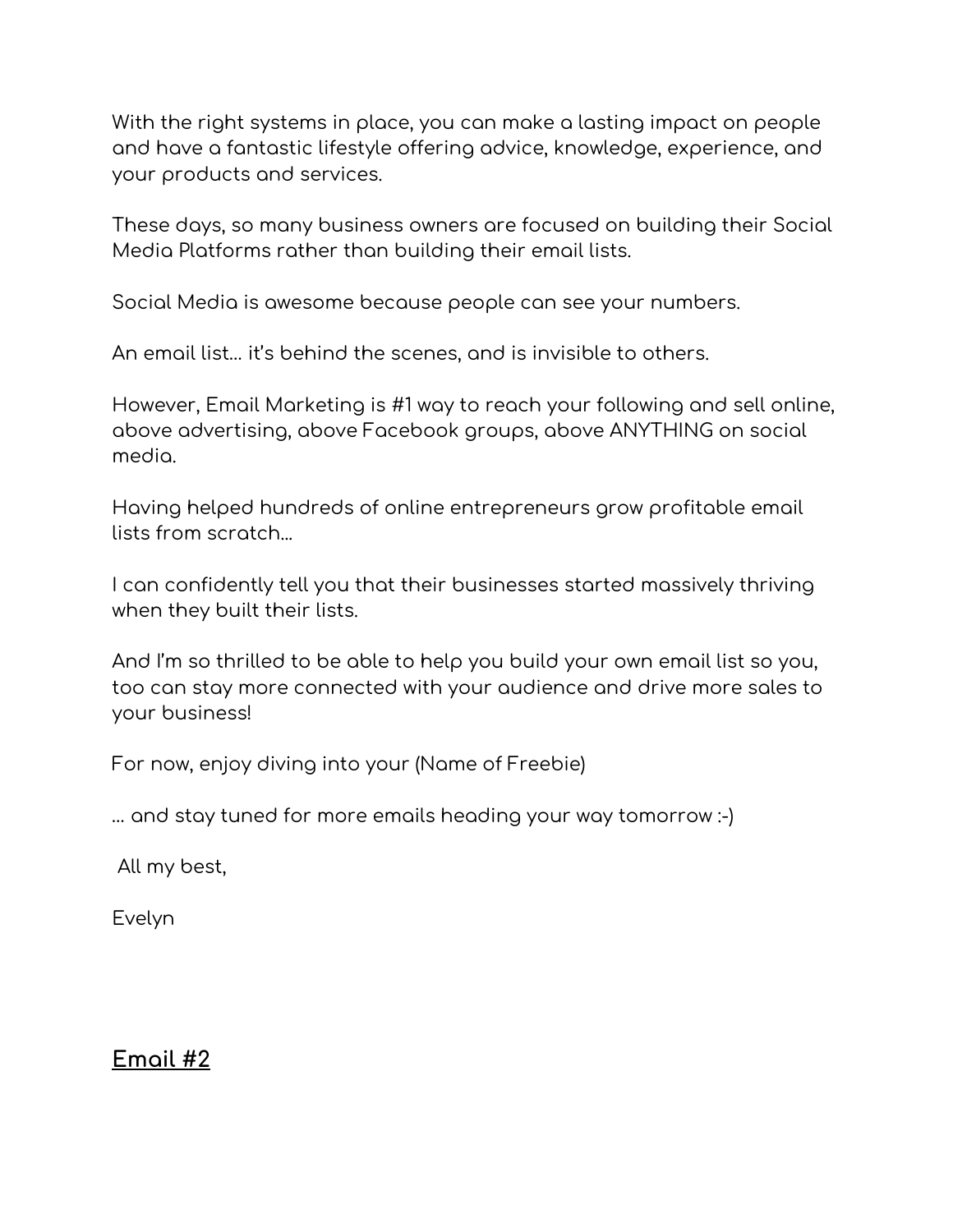With the right systems in place, you can make a lasting impact on people and have a fantastic lifestyle offering advice, knowledge, experience, and your products and services.

These days, so many business owners are focused on building their Social Media Platforms rather than building their email lists.

Social Media is awesome because people can see your numbers.

An email list… it's behind the scenes, and is invisible to others.

However, Email Marketing is #1 way to reach your following and sell online, above advertising, above Facebook groups, above ANYTHING on social media.

Having helped hundreds of online entrepreneurs grow profitable email lists from scratch…

I can confidently tell you that their businesses started massively thriving when they built their lists.

And I'm so thrilled to be able to help you build your own email list so you, too can stay more connected with your audience and drive more sales to your business!

For now, enjoy diving into your (Name of Freebie)

… and stay tuned for more emails heading your way tomorrow :-)

All my best,

Evelyn

## **Email #2**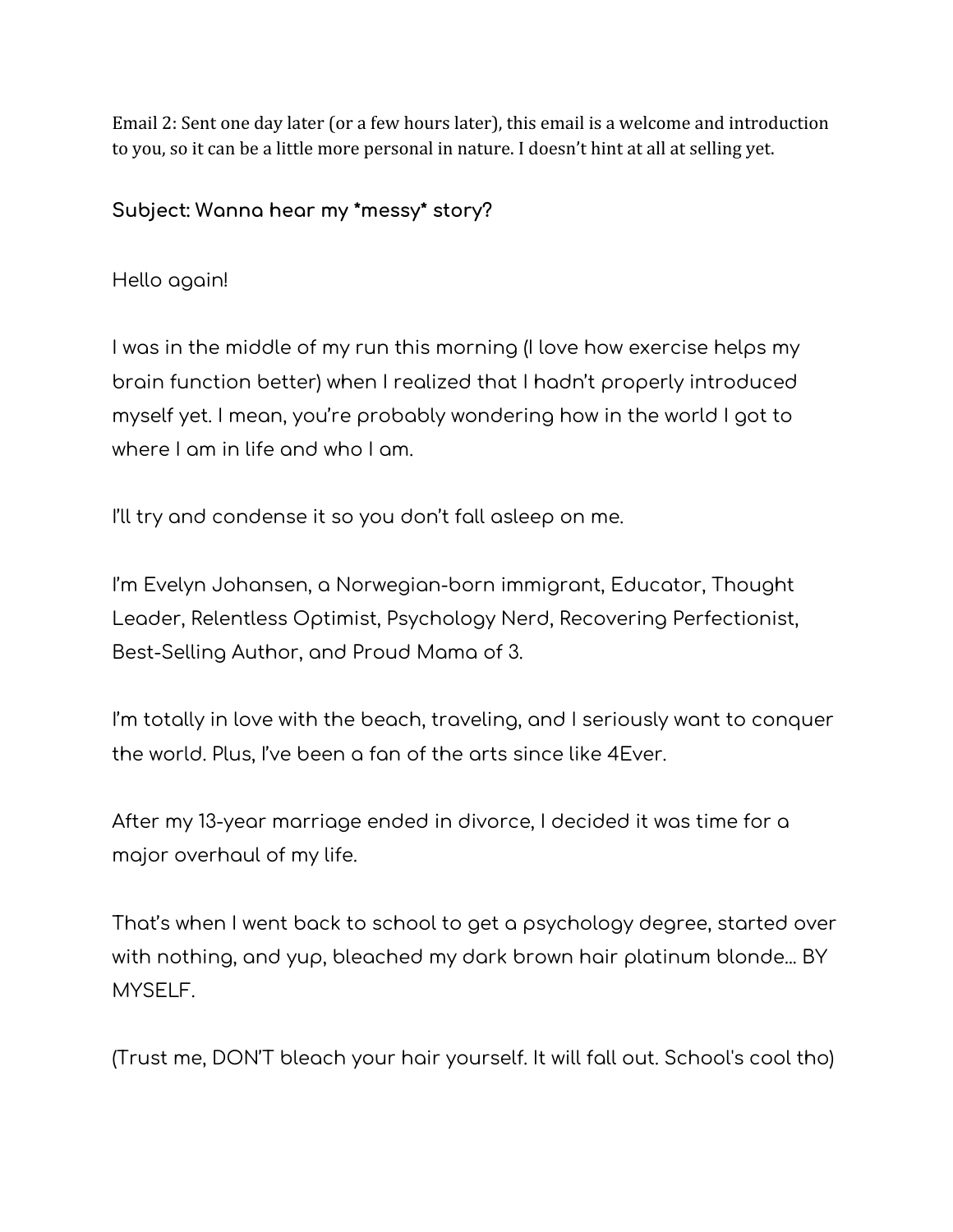Email 2: Sent one day later (or a few hours later), this email is a welcome and introduction to you, so it can be a little more personal in nature. I doesn't hint at all at selling yet.

**Subject: Wanna hear my *messy* story?**

Hello again!

I was in the middle of my run this morning (I love how exercise helps my brain function better) when I realized that I hadn't properly introduced myself yet. I mean, you're probably wondering how in the world I got to where I am in life and who I am.

I'll try and condense it so you don't fall asleep on me.

I'm Evelyn Johansen, a Norwegian-born immigrant, Educator, Thought Leader, Relentless Optimist, Psychology Nerd, Recovering Perfectionist, Best-Selling Author, and Proud Mama of 3.

I'm totally in love with the beach, traveling, and I seriously want to conquer the world. Plus, I've been a fan of the arts since like 4Ever.

After my 13-year marriage ended in divorce, I decided it was time for a major overhaul of my life.

That's when I went back to school to get a psychology degree, started over with nothing, and yup, bleached my dark brown hair platinum blonde… BY MYSELF.

(Trust me, DON'T bleach your hair yourself. It will fall out. School's cool tho)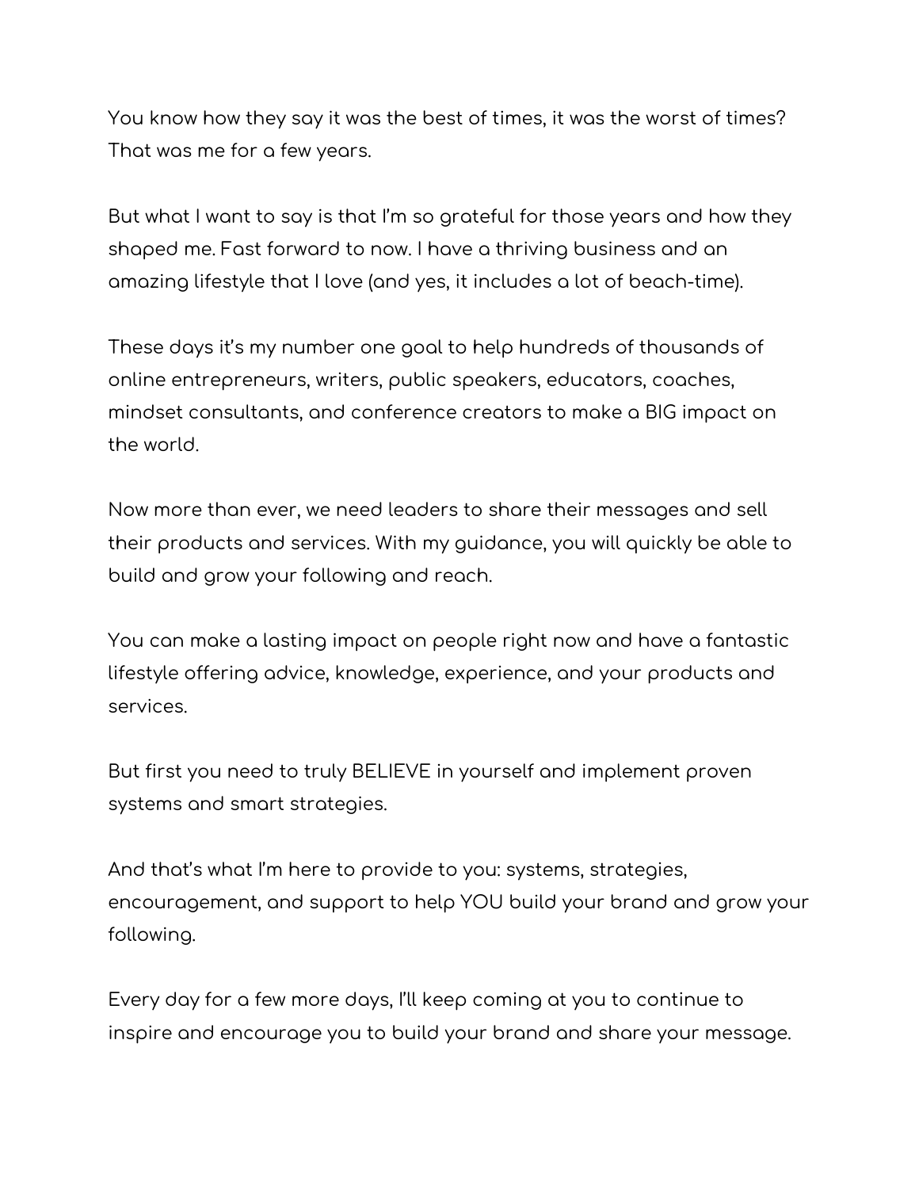You know how they say it was the best of times, it was the worst of times? That was me for a few years.

But what I want to say is that I'm so grateful for those years and how they shaped me. Fast forward to now. I have a thriving business and an amazing lifestyle that I love (and yes, it includes a lot of beach-time).

These days it's my number one goal to help hundreds of thousands of online entrepreneurs, writers, public speakers, educators, coaches, mindset consultants, and conference creators to make a BIG impact on the world.

Now more than ever, we need leaders to share their messages and sell their products and services. With my guidance, you will quickly be able to build and grow your following and reach.

You can make a lasting impact on people right now and have a fantastic lifestyle offering advice, knowledge, experience, and your products and services.

But first you need to truly BELIEVE in yourself and implement proven systems and smart strategies.

And that's what I'm here to provide to you: systems, strategies, encouragement, and support to help YOU build your brand and grow your following.

Every day for a few more days, I'll keep coming at you to continue to inspire and encourage you to build your brand and share your message.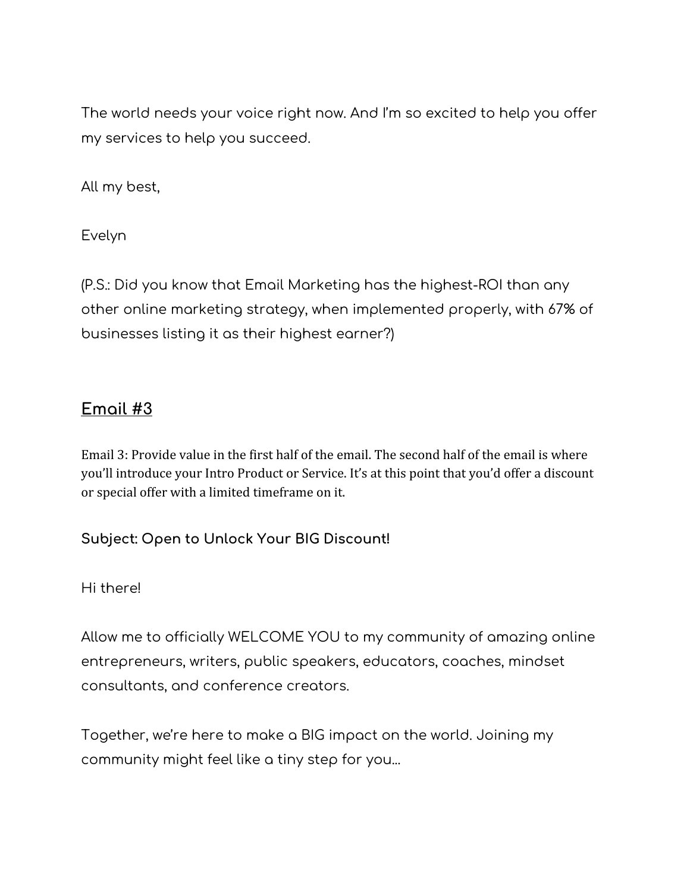The world needs your voice right now. And I'm so excited to help you offer my services to help you succeed.

All my best,

Evelyn

(P.S.: Did you know that Email Marketing has the highest-ROI than any other online marketing strategy, when implemented properly, with 67% of businesses listing it as their highest earner?)

## Email #3

Email 3: Provide value in the first half of the email. The second half of the email is where you'll introduce your Intro Product or Service. It's at this point that you'd offer a discount or special offer with a limited timeframe on it.

**Subject: Open to Unlock Your BIG Discount!**

Hi there!

Allow me to officially WELCOME YOU to my community of amazing online entrepreneurs, writers, public speakers, educators, coaches, mindset consultants, and conference creators.

Together, we're here to make a BIG impact on the world. Joining my community might feel like a tiny step for you...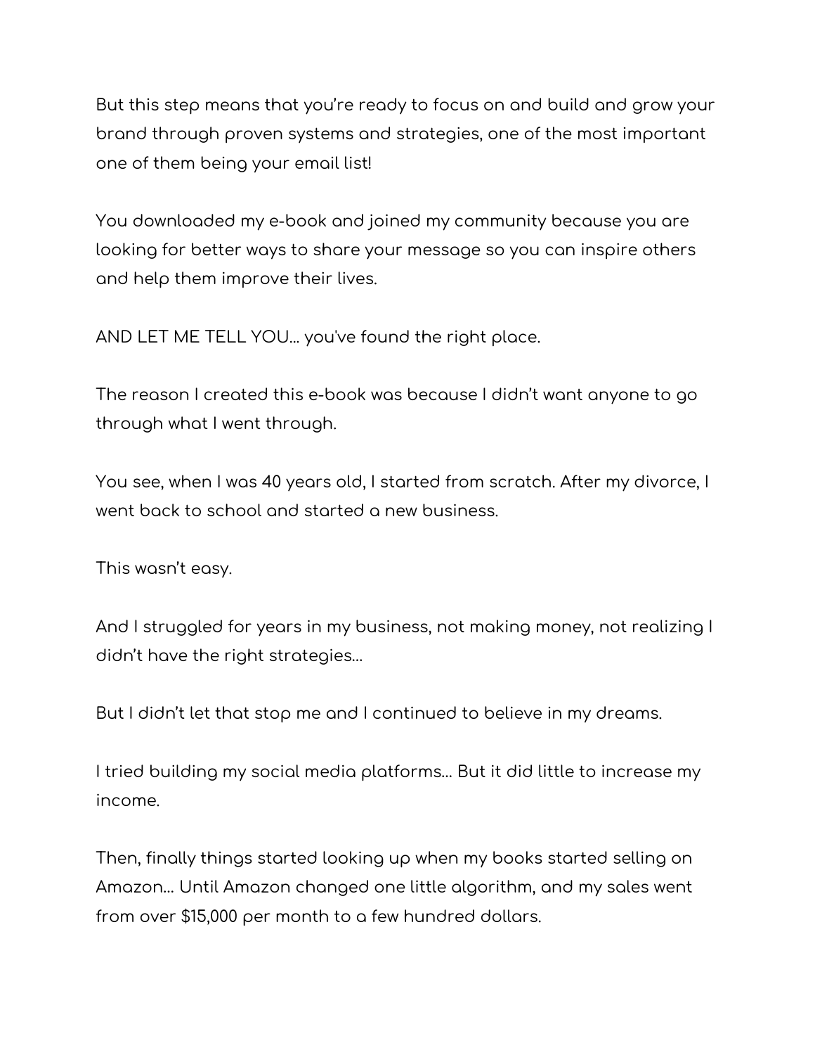But this step means that you're ready to focus on and build and grow your brand through proven systems and strategies, one of the most important one of them being your email list!

You downloaded my e-book and joined my community because you are looking for better ways to share your message so you can inspire others and help them improve their lives.

AND LET ME TELL YOU… you've found the right place.

The reason I created this e-book was because I didn't want anyone to go through what I went through.

You see, when I was 40 years old, I started from scratch. After my divorce, I went back to school and started a new business.

This wasn't easy.

And I struggled for years in my business, not making money, not realizing I didn't have the right strategies…

But I didn't let that stop me and I continued to believe in my dreams.

I tried building my social media platforms… But it did little to increase my income.

Then, finally things started looking up when my books started selling on Amazon… Until Amazon changed one little algorithm, and my sales went from over $15,000 per month to a few hundred dollars.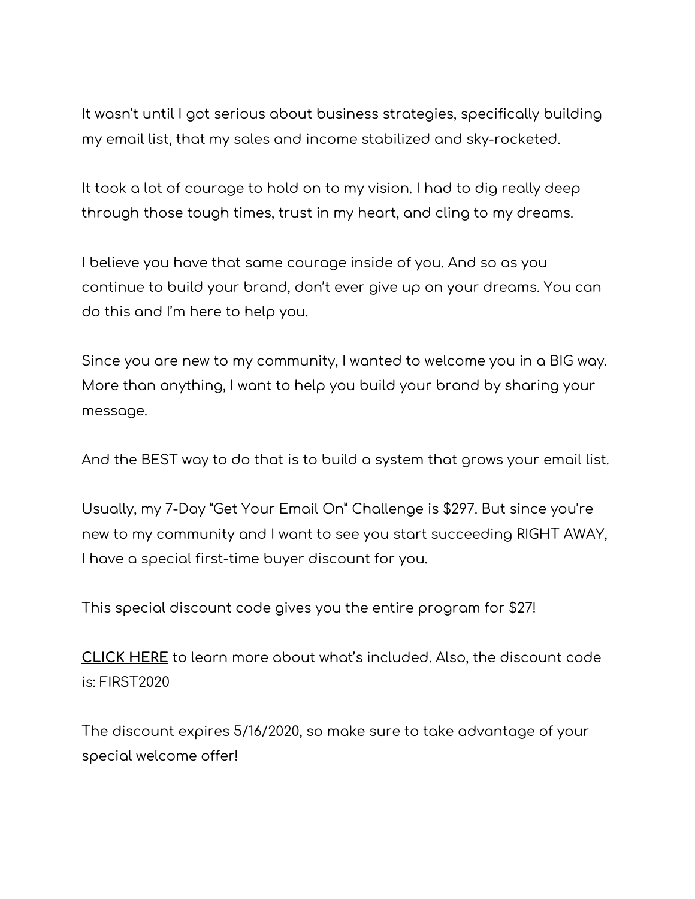It wasn't until I got serious about business strategies, specifically building my email list, that my sales and income stabilized and sky-rocketed.

It took a lot of courage to hold on to my vision. I had to dig really deep through those tough times, trust in my heart, and cling to my dreams.

I believe you have that same courage inside of you. And so as you continue to build your brand, don't ever give up on your dreams. You can do this and I'm here to help you.

Since you are new to my community, I wanted to welcome you in a BIG way. More than anything, I want to help you build your brand by sharing your message.

And the BEST way to do that is to build a system that grows your email list.

Usually, my 7-Day "Get Your Email On" Challenge is $297. But since you're new to my community and I want to see you start succeeding RIGHT AWAY, I have a special first-time buyer discount for you.

This special discount code gives you the entire program for $27!

**CLICK HERE** to learn more about what's included. Also, the discount code is: FIRST2020

The discount expires 5/16/2020, so make sure to take advantage of your special welcome offer!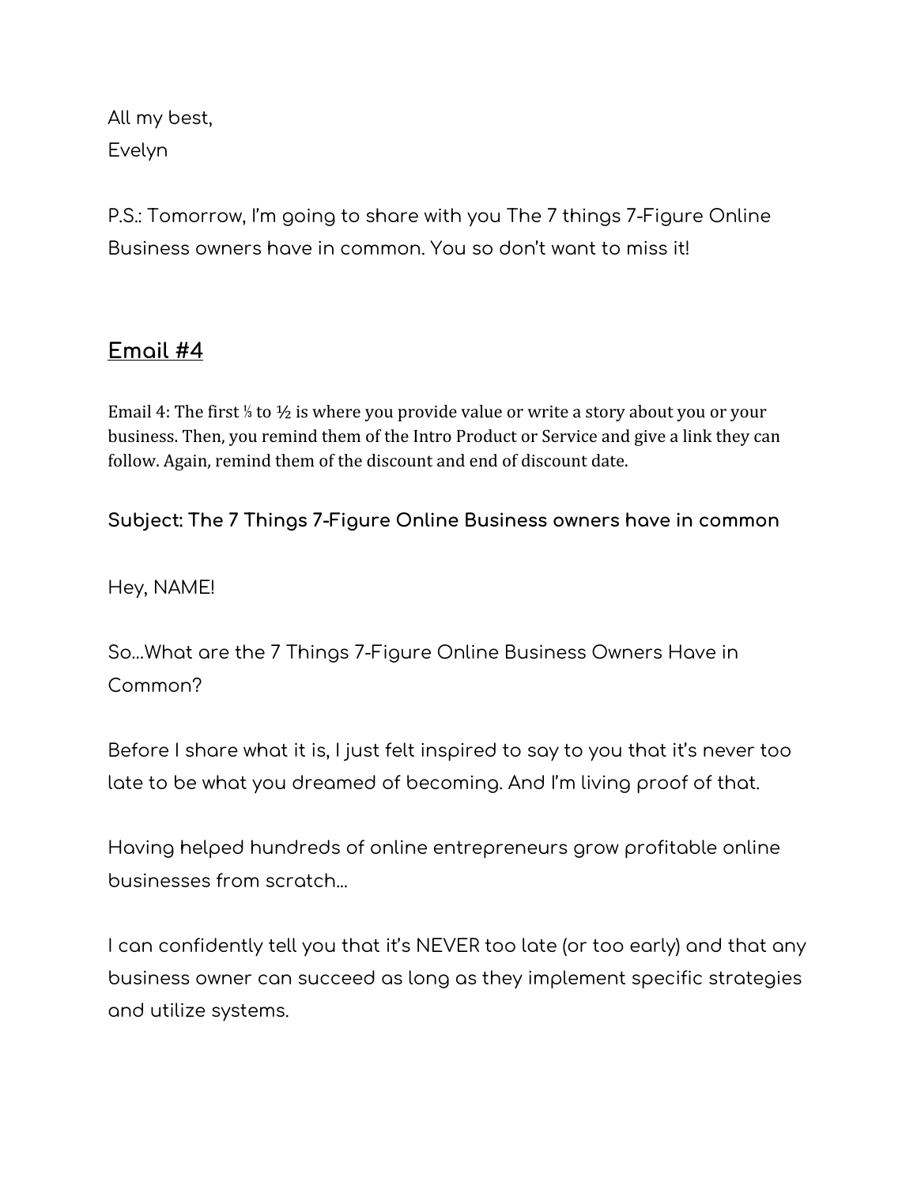All my best,
Evelyn

P.S.: Tomorrow, I'm going to share with you The 7 things 7-Figure Online Business owners have in common. You so don't want to miss it!

## Email #4

Email 4: The first ⅓ to ½ is where you provide value or write a story about you or your business. Then, you remind them of the Intro Product or Service and give a link they can follow. Again, remind them of the discount and end of discount date.

**Subject: The 7 Things 7-Figure Online Business owners have in common**

Hey, NAME!

So...What are the 7 Things 7-Figure Online Business Owners Have in Common?

Before I share what it is, I just felt inspired to say to you that it's never too late to be what you dreamed of becoming. And I'm living proof of that.

Having helped hundreds of online entrepreneurs grow profitable online businesses from scratch...

I can confidently tell you that it's NEVER too late (or too early) and that any business owner can succeed as long as they implement specific strategies and utilize systems.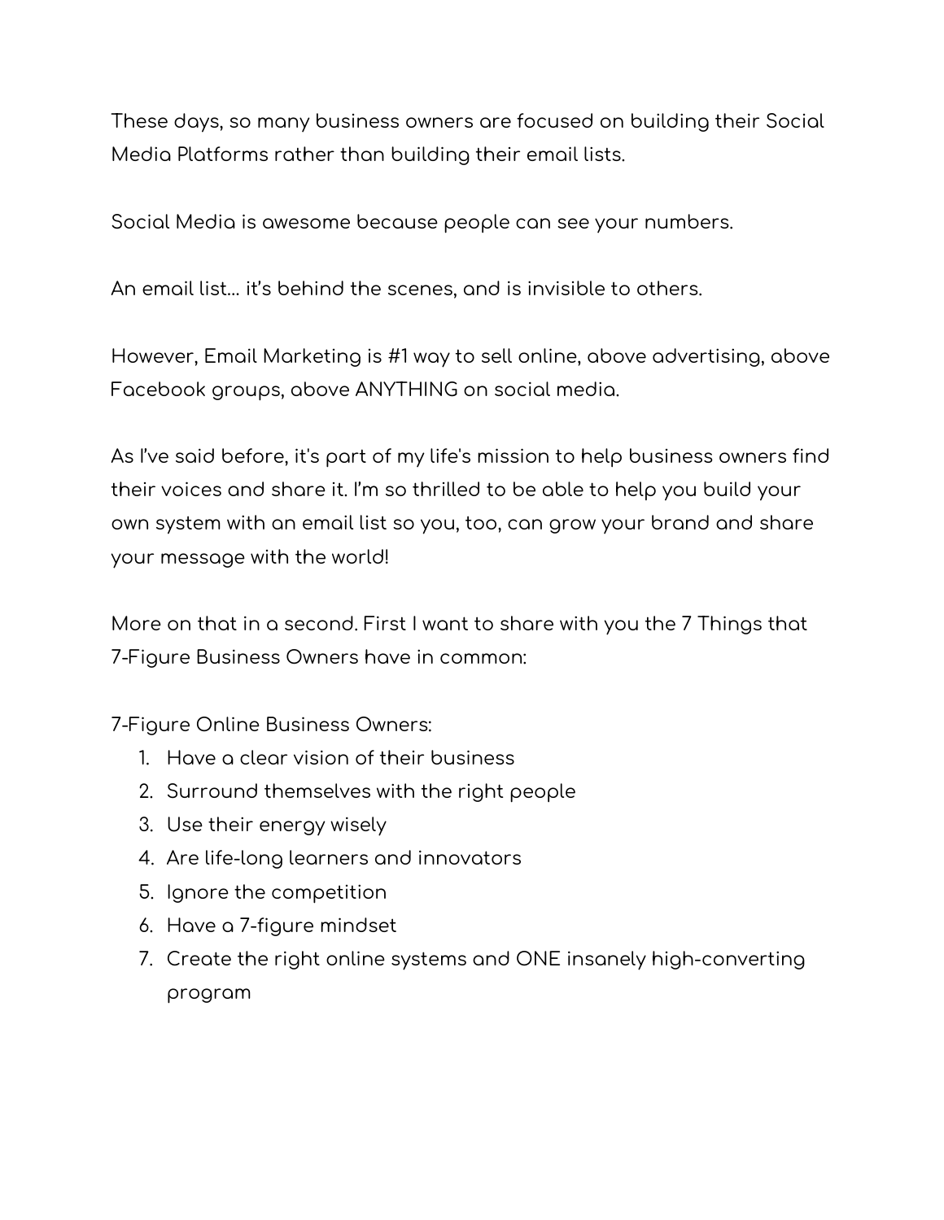These days, so many business owners are focused on building their Social Media Platforms rather than building their email lists.

Social Media is awesome because people can see your numbers.

An email list… it's behind the scenes, and is invisible to others.

However, Email Marketing is #1 way to sell online, above advertising, above Facebook groups, above ANYTHING on social media.

As I've said before, it's part of my life's mission to help business owners find their voices and share it. I'm so thrilled to be able to help you build your own system with an email list so you, too, can grow your brand and share your message with the world!

More on that in a second. First I want to share with you the 7 Things that 7-Figure Business Owners have in common:

7-Figure Online Business Owners:

1. Have a clear vision of their business
2. Surround themselves with the right people
3. Use their energy wisely
4. Are life-long learners and innovators
5. Ignore the competition
6. Have a 7-figure mindset
7. Create the right online systems and ONE insanely high-converting program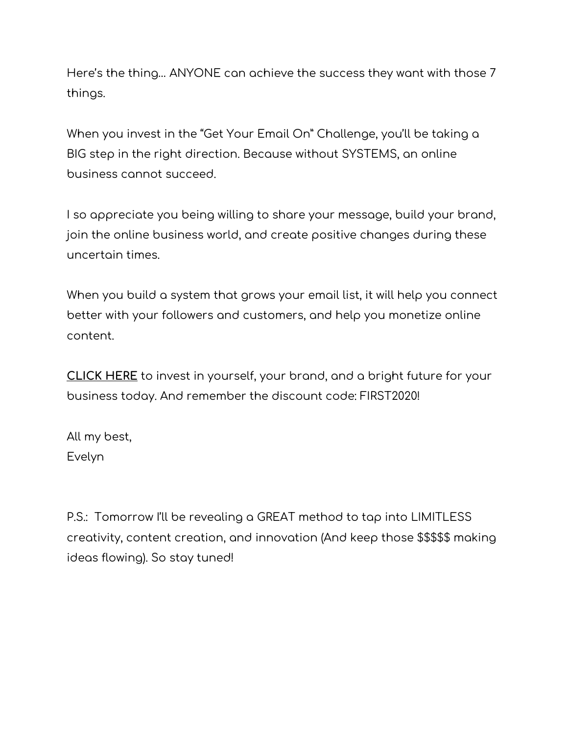Here's the thing... ANYONE can achieve the success they want with those 7 things.

When you invest in the "Get Your Email On" Challenge, you'll be taking a BIG step in the right direction. Because without SYSTEMS, an online business cannot succeed.

I so appreciate you being willing to share your message, build your brand, join the online business world, and create positive changes during these uncertain times.

When you build a system that grows your email list, it will help you connect better with your followers and customers, and help you monetize online content.

**CLICK HERE** to invest in yourself, your brand, and a bright future for your business today. And remember the discount code: FIRST2020!

All my best,
Evelyn

P.S.: Tomorrow I'll be revealing a GREAT method to tap into LIMITLESS creativity, content creation, and innovation (And keep those $$$$$ making ideas flowing). So stay tuned!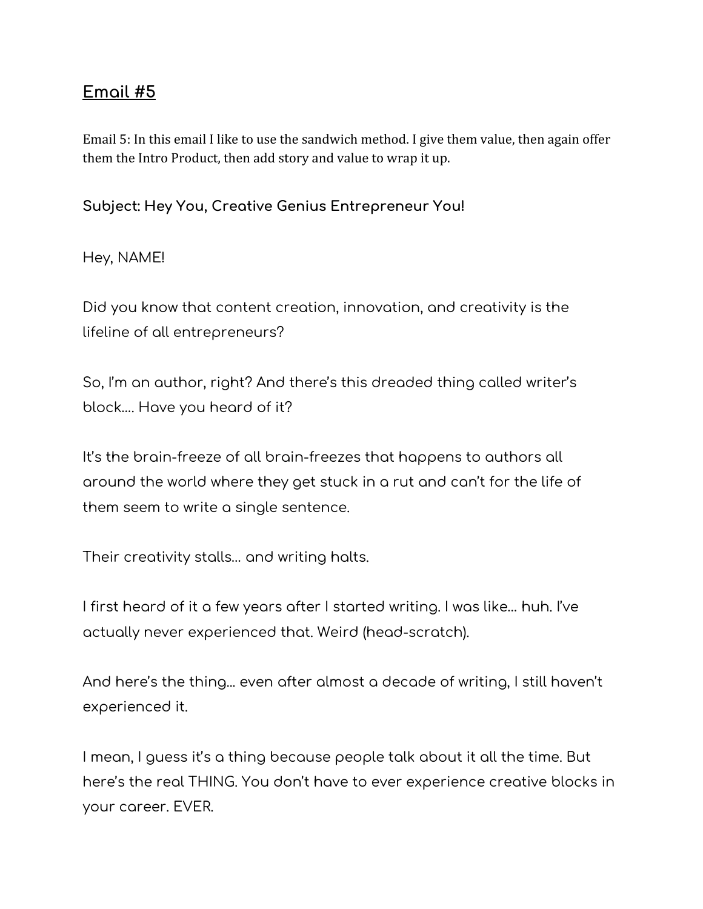## Email #5

Email 5: In this email I like to use the sandwich method. I give them value, then again offer them the Intro Product, then add story and value to wrap it up.

**Subject: Hey You, Creative Genius Entrepreneur You!**

Hey, NAME!

Did you know that content creation, innovation, and creativity is the lifeline of all entrepreneurs?

So, I'm an author, right? And there's this dreaded thing called writer's block.... Have you heard of it?

It's the brain-freeze of all brain-freezes that happens to authors all around the world where they get stuck in a rut and can't for the life of them seem to write a single sentence.

Their creativity stalls... and writing halts.

I first heard of it a few years after I started writing. I was like... huh. I've actually never experienced that. Weird (head-scratch).

And here's the thing... even after almost a decade of writing, I still haven't experienced it.

I mean, I guess it's a thing because people talk about it all the time. But here's the real THING. You don't have to ever experience creative blocks in your career. EVER.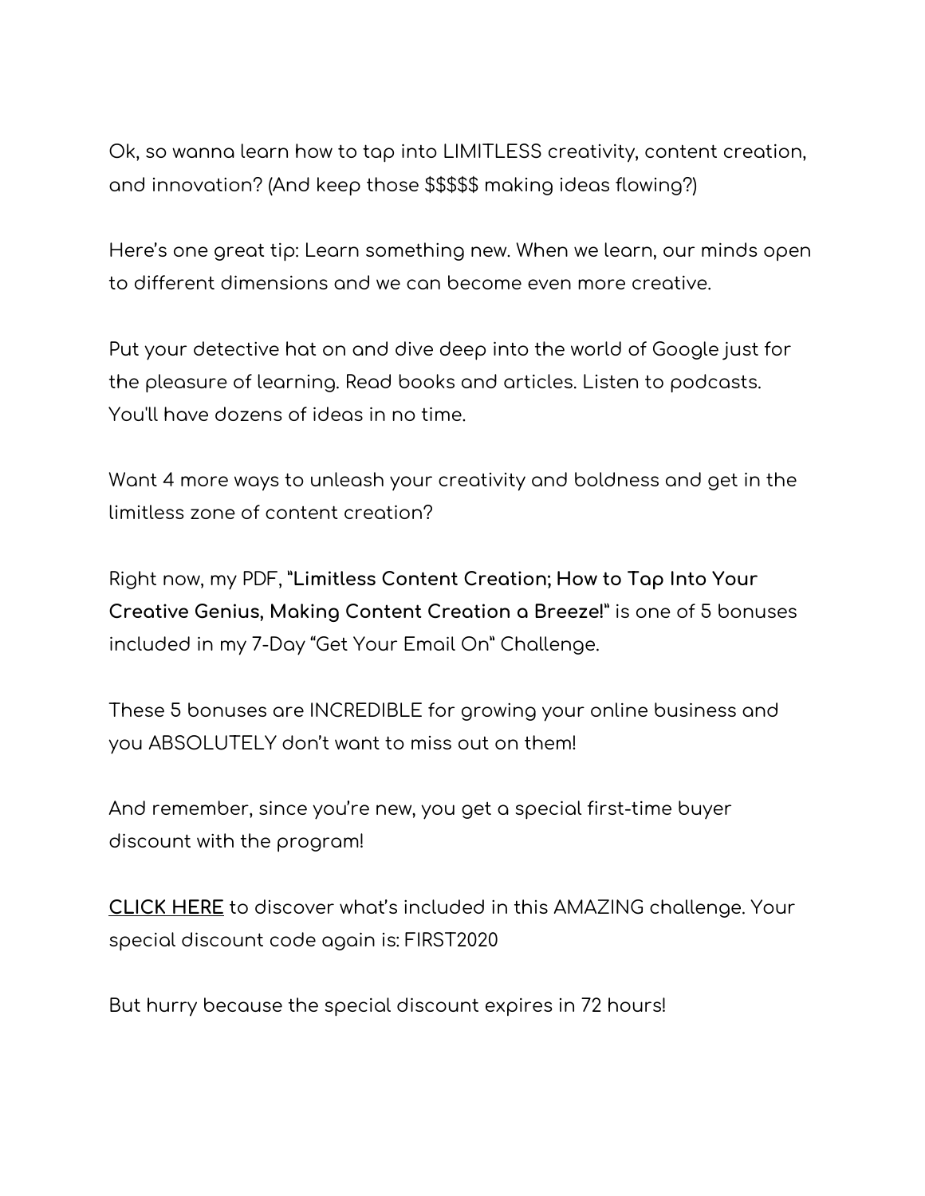Ok, so wanna learn how to tap into LIMITLESS creativity, content creation, and innovation? (And keep those $$$$$ making ideas flowing?)

Here's one great tip: Learn something new. When we learn, our minds open to different dimensions and we can become even more creative.

Put your detective hat on and dive deep into the world of Google just for the pleasure of learning. Read books and articles. Listen to podcasts. You'll have dozens of ideas in no time.

Want 4 more ways to unleash your creativity and boldness and get in the limitless zone of content creation?

Right now, my PDF, **"Limitless Content Creation; How to Tap Into Your Creative Genius, Making Content Creation a Breeze!"** is one of 5 bonuses included in my 7-Day "Get Your Email On" Challenge.

These 5 bonuses are INCREDIBLE for growing your online business and you ABSOLUTELY don't want to miss out on them!

And remember, since you're new, you get a special first-time buyer discount with the program!

**CLICK HERE** to discover what's included in this AMAZING challenge. Your special discount code again is: FIRST2020

But hurry because the special discount expires in 72 hours!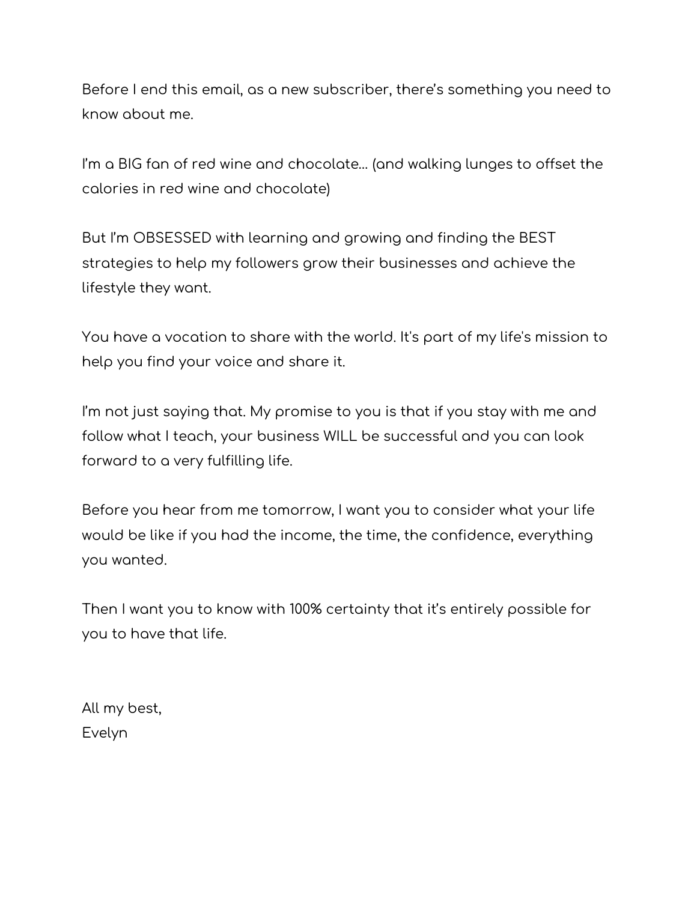Before I end this email, as a new subscriber, there's something you need to know about me.

I'm a BIG fan of red wine and chocolate… (and walking lunges to offset the calories in red wine and chocolate)

But I'm OBSESSED with learning and growing and finding the BEST strategies to help my followers grow their businesses and achieve the lifestyle they want.

You have a vocation to share with the world. It's part of my life's mission to help you find your voice and share it.

I'm not just saying that. My promise to you is that if you stay with me and follow what I teach, your business WILL be successful and you can look forward to a very fulfilling life.

Before you hear from me tomorrow, I want you to consider what your life would be like if you had the income, the time, the confidence, everything you wanted.

Then I want you to know with 100% certainty that it's entirely possible for you to have that life.

All my best,
Evelyn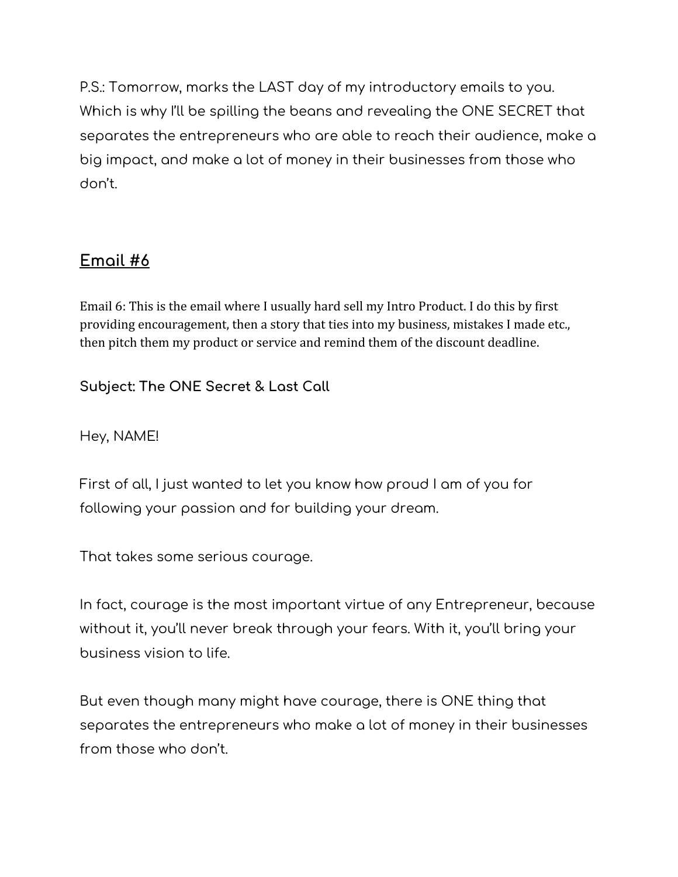P.S.: Tomorrow, marks the LAST day of my introductory emails to you. Which is why I'll be spilling the beans and revealing the ONE SECRET that separates the entrepreneurs who are able to reach their audience, make a big impact, and make a lot of money in their businesses from those who don't.

## Email #6

Email 6: This is the email where I usually hard sell my Intro Product. I do this by first providing encouragement, then a story that ties into my business, mistakes I made etc., then pitch them my product or service and remind them of the discount deadline.

**Subject: The ONE Secret & Last Call**

Hey, NAME!

First of all, I just wanted to let you know how proud I am of you for following your passion and for building your dream.

That takes some serious courage.

In fact, courage is the most important virtue of any Entrepreneur, because without it, you'll never break through your fears. With it, you'll bring your business vision to life.

But even though many might have courage, there is ONE thing that separates the entrepreneurs who make a lot of money in their businesses from those who don't.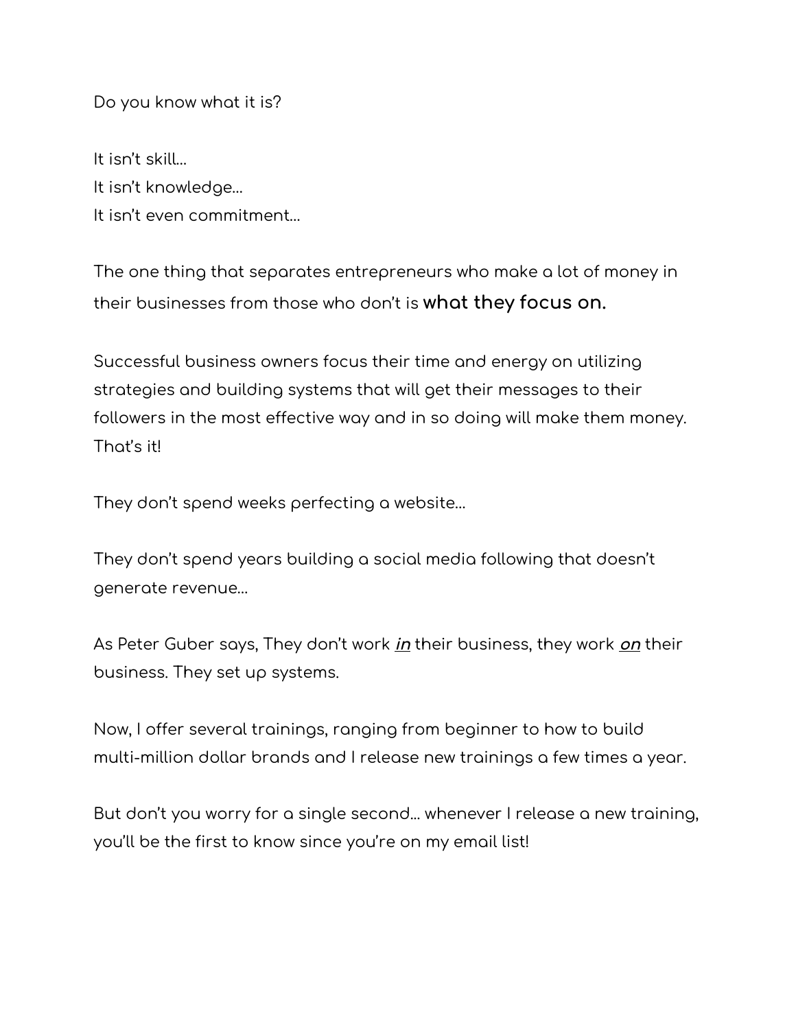Do you know what it is?

It isn't skill…
It isn't knowledge…
It isn't even commitment…

The one thing that separates entrepreneurs who make a lot of money in their businesses from those who don't is **what they focus on.**

Successful business owners focus their time and energy on utilizing strategies and building systems that will get their messages to their followers in the most effective way and in so doing will make them money. That's it!

They don't spend weeks perfecting a website…

They don't spend years building a social media following that doesn't generate revenue…

As Peter Guber says, They don't work ***in*** their business, they work ***on*** their business. They set up systems.

Now, I offer several trainings, ranging from beginner to how to build multi-million dollar brands and I release new trainings a few times a year.

But don't you worry for a single second… whenever I release a new training, you'll be the first to know since you're on my email list!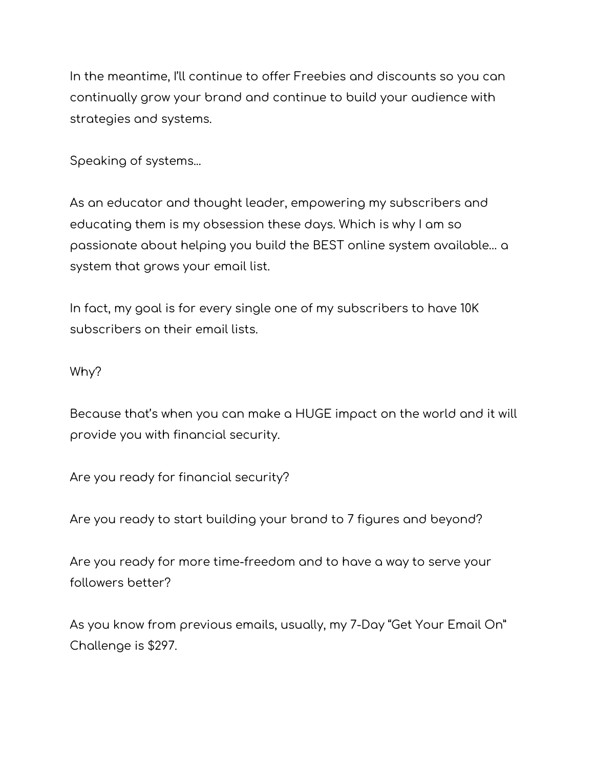In the meantime, I'll continue to offer Freebies and discounts so you can continually grow your brand and continue to build your audience with strategies and systems.

Speaking of systems…

As an educator and thought leader, empowering my subscribers and educating them is my obsession these days. Which is why I am so passionate about helping you build the BEST online system available… a system that grows your email list.

In fact, my goal is for every single one of my subscribers to have 10K subscribers on their email lists.

Why?

Because that's when you can make a HUGE impact on the world and it will provide you with financial security.

Are you ready for financial security?

Are you ready to start building your brand to 7 figures and beyond?

Are you ready for more time-freedom and to have a way to serve your followers better?

As you know from previous emails, usually, my 7-Day "Get Your Email On" Challenge is $297.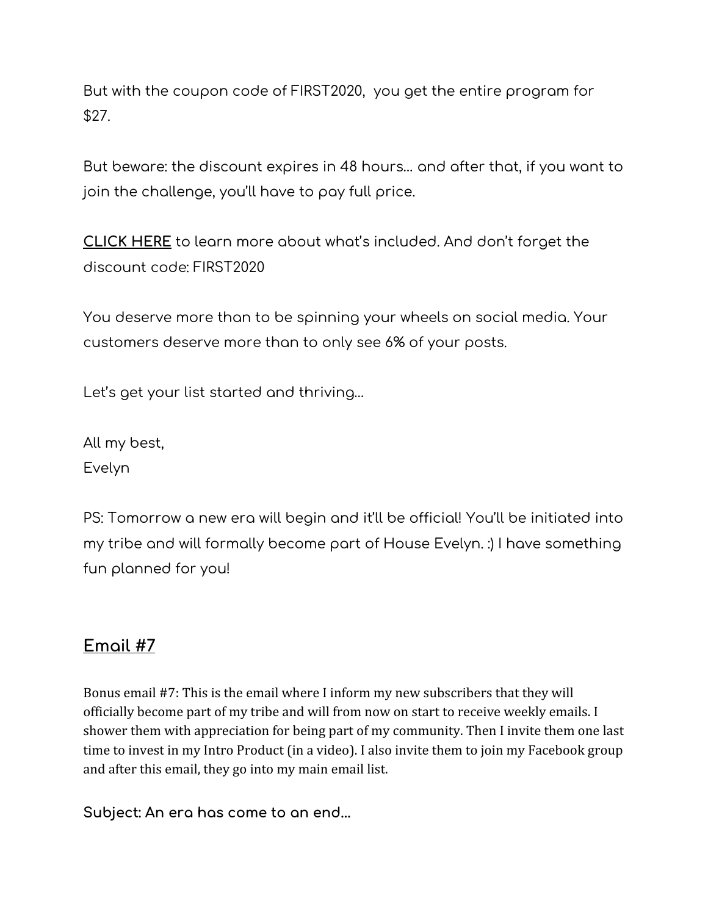But with the coupon code of FIRST2020,  you get the entire program for $27.

But beware: the discount expires in 48 hours… and after that, if you want to join the challenge, you'll have to pay full price.

**CLICK HERE** to learn more about what's included. And don't forget the discount code: FIRST2020

You deserve more than to be spinning your wheels on social media. Your customers deserve more than to only see 6% of your posts.

Let's get your list started and thriving…

All my best,
Evelyn

PS: Tomorrow a new era will begin and it'll be official! You'll be initiated into my tribe and will formally become part of House Evelyn. :) I have something fun planned for you!

## Email #7

Bonus email #7: This is the email where I inform my new subscribers that they will officially become part of my tribe and will from now on start to receive weekly emails. I shower them with appreciation for being part of my community. Then I invite them one last time to invest in my Intro Product (in a video). I also invite them to join my Facebook group and after this email, they go into my main email list.

**Subject: An era has come to an end…**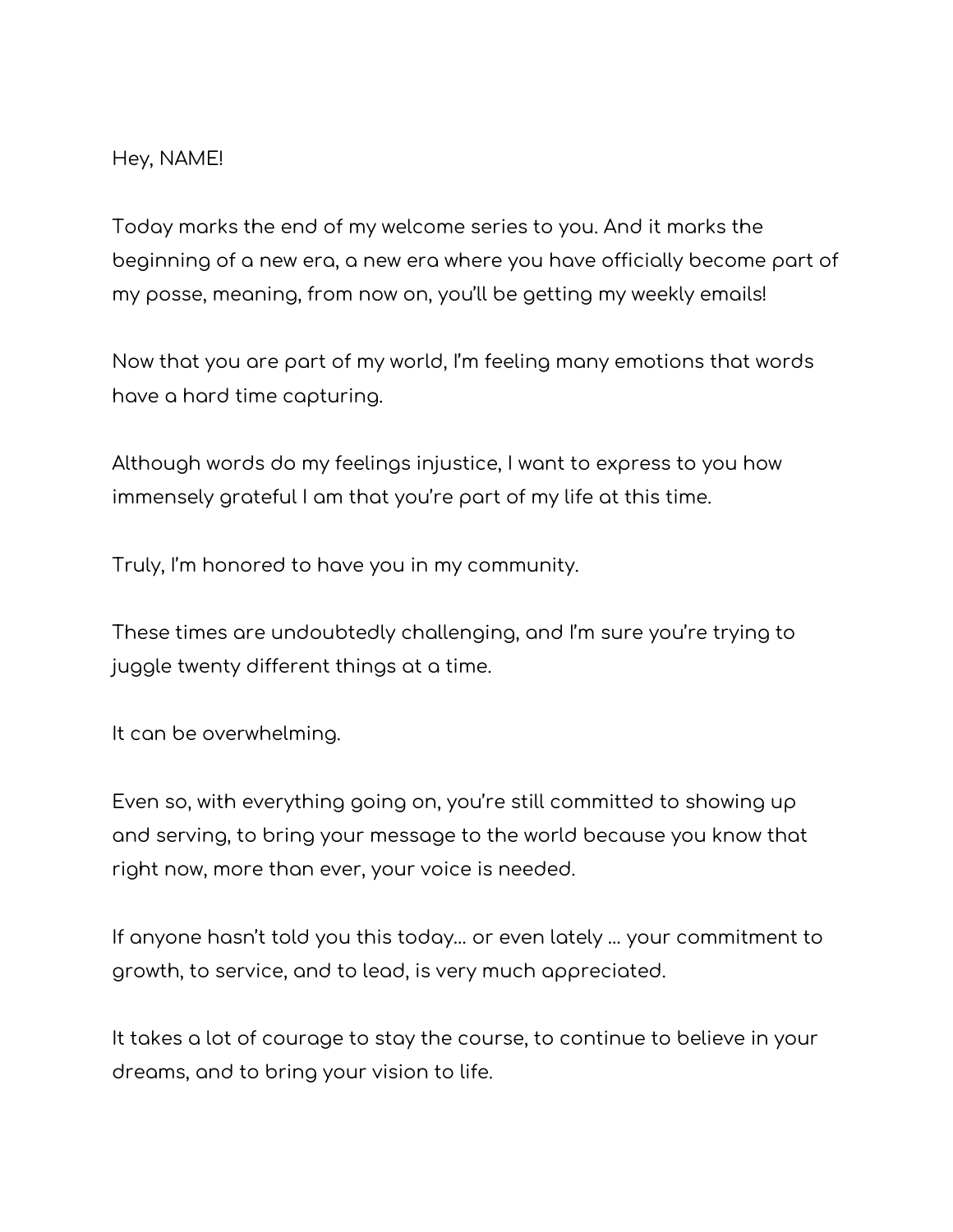Hey, NAME!

Today marks the end of my welcome series to you. And it marks the beginning of a new era, a new era where you have officially become part of my posse, meaning, from now on, you'll be getting my weekly emails!

Now that you are part of my world, I'm feeling many emotions that words have a hard time capturing.

Although words do my feelings injustice, I want to express to you how immensely grateful I am that you're part of my life at this time.

Truly, I'm honored to have you in my community.

These times are undoubtedly challenging, and I'm sure you're trying to juggle twenty different things at a time.

It can be overwhelming.

Even so, with everything going on, you're still committed to showing up and serving, to bring your message to the world because you know that right now, more than ever, your voice is needed.

If anyone hasn't told you this today... or even lately ... your commitment to growth, to service, and to lead, is very much appreciated.

It takes a lot of courage to stay the course, to continue to believe in your dreams, and to bring your vision to life.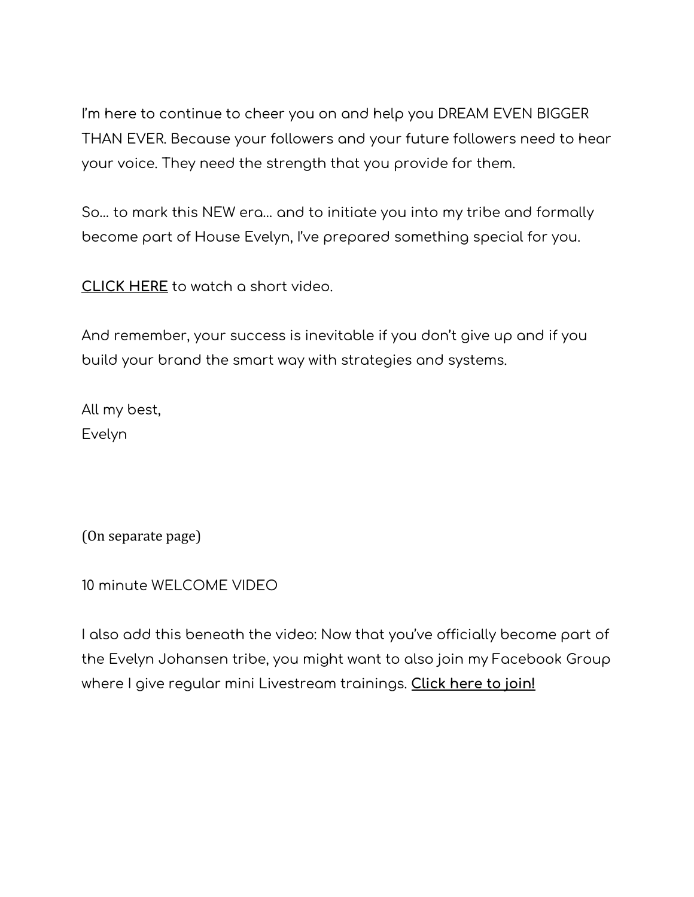I'm here to continue to cheer you on and help you DREAM EVEN BIGGER THAN EVER. Because your followers and your future followers need to hear your voice. They need the strength that you provide for them.

So… to mark this NEW era… and to initiate you into my tribe and formally become part of House Evelyn, I've prepared something special for you.

**CLICK HERE** to watch a short video.

And remember, your success is inevitable if you don't give up and if you build your brand the smart way with strategies and systems.

All my best,
Evelyn

(On separate page)

10 minute WELCOME VIDEO

I also add this beneath the video: Now that you've officially become part of the Evelyn Johansen tribe, you might want to also join my Facebook Group where I give regular mini Livestream trainings. **Click here to join!**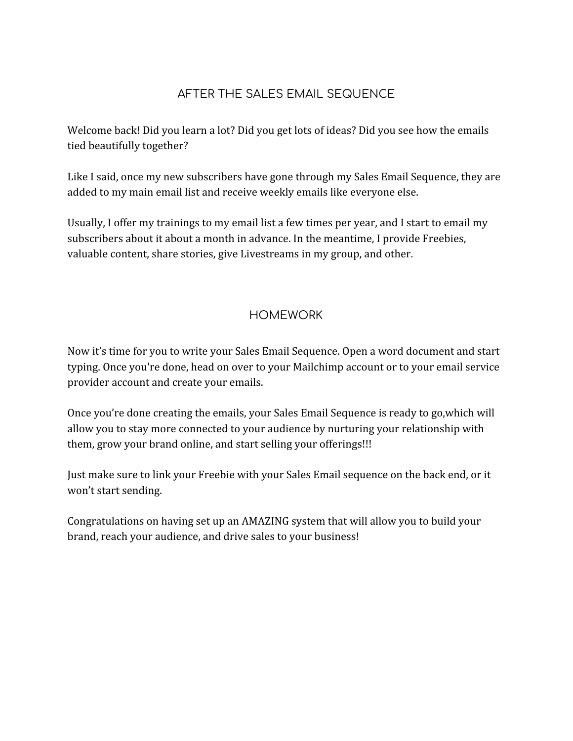## AFTER THE SALES EMAIL SEQUENCE

Welcome back! Did you learn a lot? Did you get lots of ideas? Did you see how the emails tied beautifully together?

Like I said, once my new subscribers have gone through my Sales Email Sequence, they are added to my main email list and receive weekly emails like everyone else.

Usually, I offer my trainings to my email list a few times per year, and I start to email my subscribers about it about a month in advance. In the meantime, I provide Freebies, valuable content, share stories, give Livestreams in my group, and other.

## HOMEWORK

Now it's time for you to write your Sales Email Sequence. Open a word document and start typing. Once you're done, head on over to your Mailchimp account or to your email service provider account and create your emails.

Once you're done creating the emails, your Sales Email Sequence is ready to go,which will allow you to stay more connected to your audience by nurturing your relationship with them, grow your brand online, and start selling your offerings!!!

Just make sure to link your Freebie with your Sales Email sequence on the back end, or it won't start sending.

Congratulations on having set up an AMAZING system that will allow you to build your brand, reach your audience, and drive sales to your business!